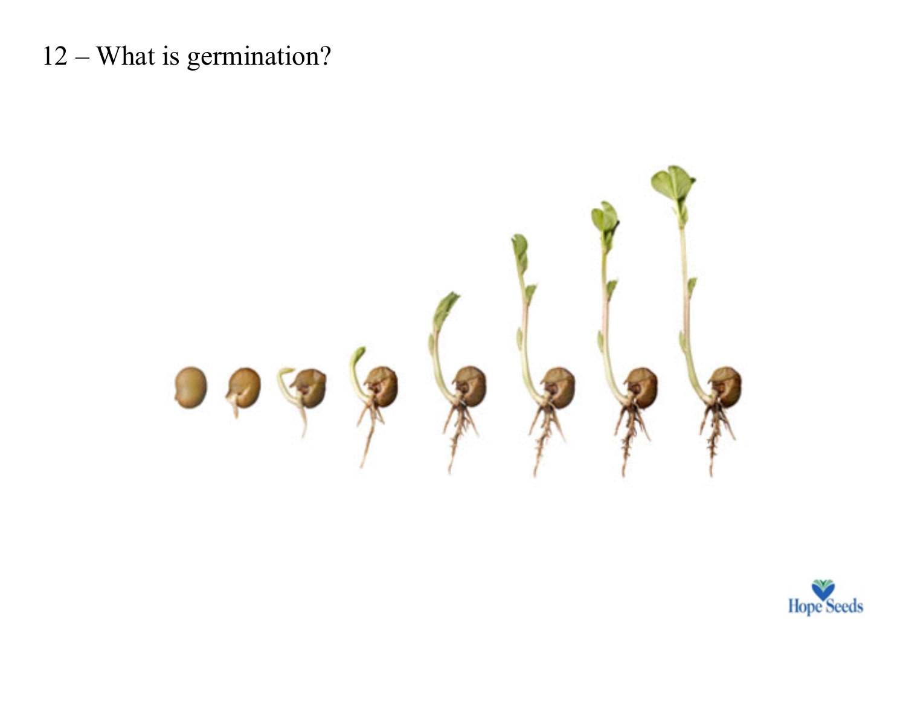12 – What is germination?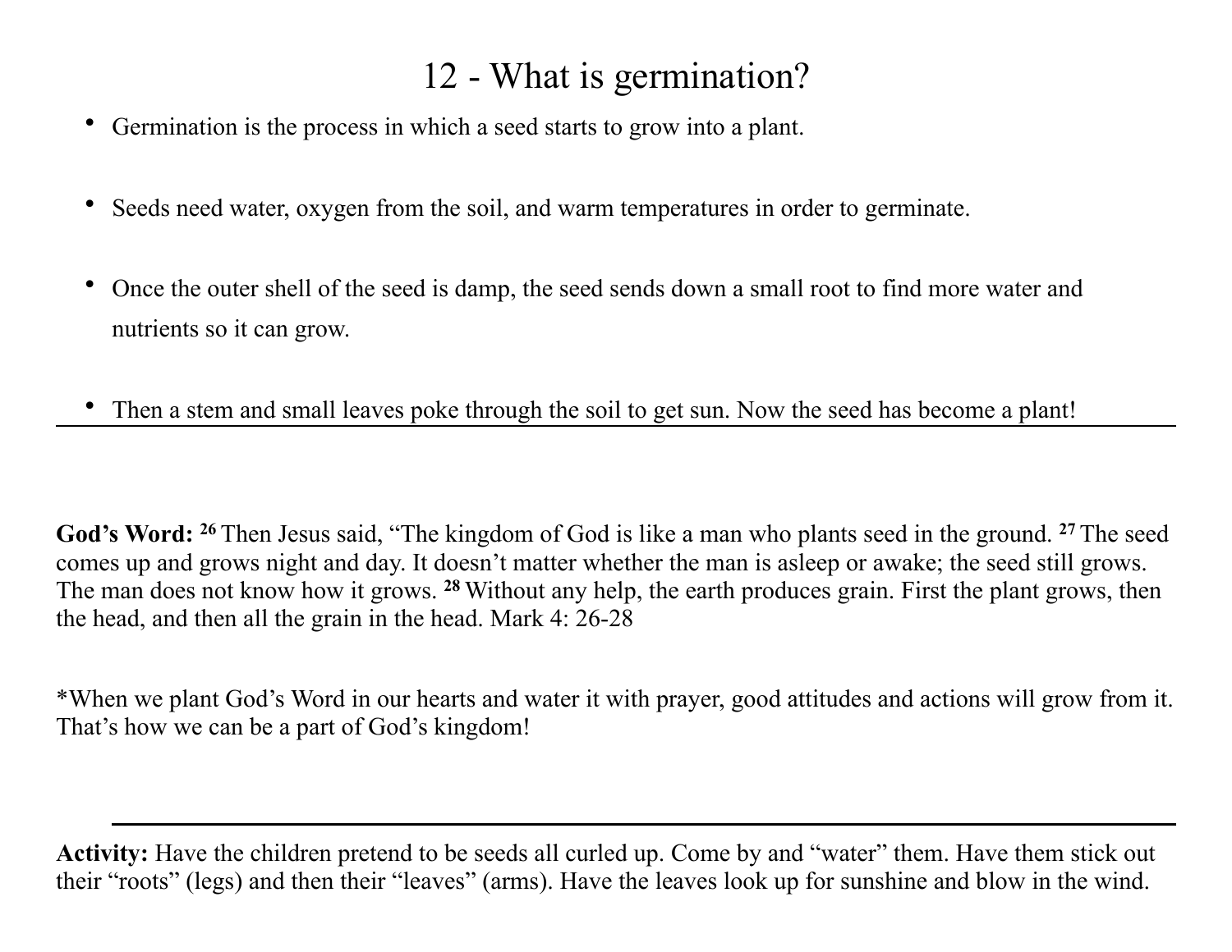# 12 - What is germination?

- Germination is the process in which a seed starts to grow into a plant.
- Seeds need water, oxygen from the soil, and warm temperatures in order to germinate.
- Once the outer shell of the seed is damp, the seed sends down a small root to find more water and nutrients so it can grow.
- Then a stem and small leaves poke through the soil to get sun. Now the seed has become a plant!

---

**God's Word:** [26] Then Jesus said, "The kingdom of God is like a man who plants seed in the ground. [27] The seed comes up and grows night and day. It doesn't matter whether the man is asleep or awake; the seed still grows. The man does not know how it grows. [28] Without any help, the earth produces grain. First the plant grows, then the head, and then all the grain in the head. Mark 4: 26-28

*When we plant God's Word in our hearts and water it with prayer, good attitudes and actions will grow from it. That's how we can be a part of God's kingdom!

---

**Activity:** Have the children pretend to be seeds all curled up. Come by and "water" them. Have them stick out their "roots" (legs) and then their "leaves" (arms). Have the leaves look up for sunshine and blow in the wind.